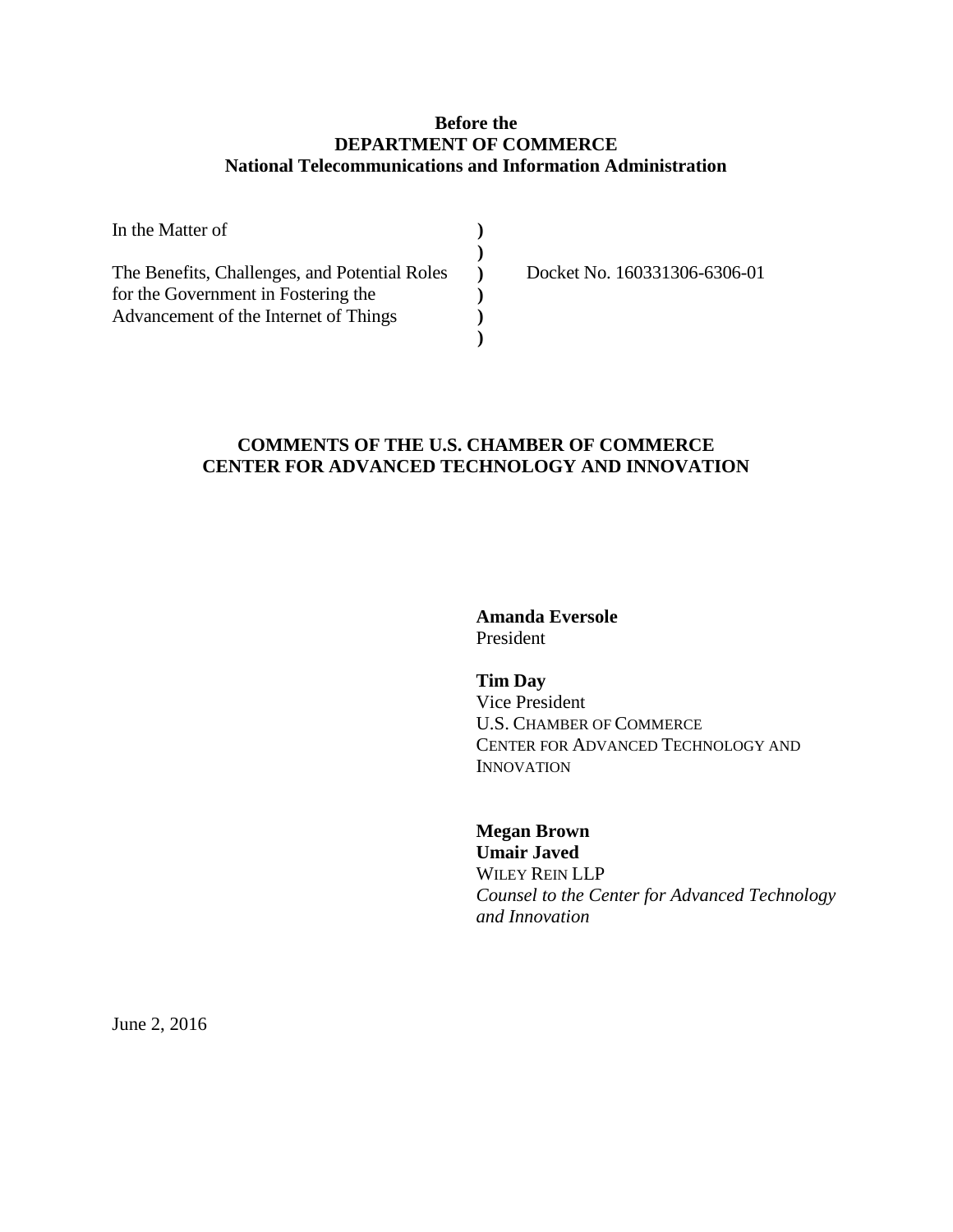**Before the**
**DEPARTMENT OF COMMERCE**
**National Telecommunications and Information Administration**

| | | |
|---|---|---|
| In the Matter of | ) | |
| | ) | |
| The Benefits, Challenges, and Potential Roles for the Government in Fostering the Advancement of the Internet of Things | ) | Docket No. 160331306-6306-01 |
| | ) | |
| | ) | |
| | ) | |

## COMMENTS OF THE U.S. CHAMBER OF COMMERCE CENTER FOR ADVANCED TECHNOLOGY AND INNOVATION

**Amanda Eversole**
President

**Tim Day**
Vice President
U.S. CHAMBER OF COMMERCE
CENTER FOR ADVANCED TECHNOLOGY AND INNOVATION

**Megan Brown**
**Umair Javed**
WILEY REIN LLP
*Counsel to the Center for Advanced Technology and Innovation*

June 2, 2016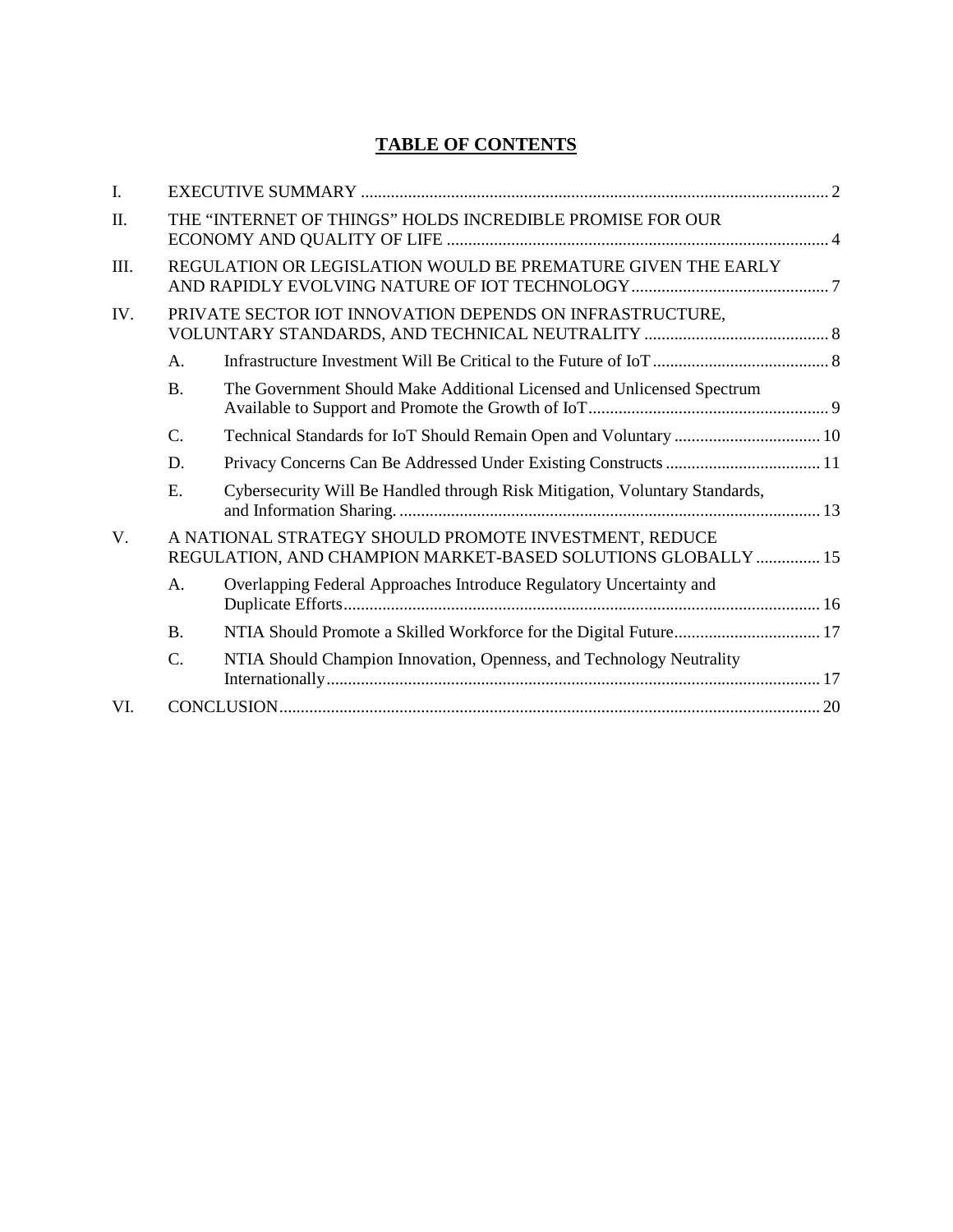# TABLE OF CONTENTS

I. EXECUTIVE SUMMARY ... 2

II. THE "INTERNET OF THINGS" HOLDS INCREDIBLE PROMISE FOR OUR ECONOMY AND QUALITY OF LIFE ... 4

III. REGULATION OR LEGISLATION WOULD BE PREMATURE GIVEN THE EARLY AND RAPIDLY EVOLVING NATURE OF IOT TECHNOLOGY ... 7

IV. PRIVATE SECTOR IOT INNOVATION DEPENDS ON INFRASTRUCTURE, VOLUNTARY STANDARDS, AND TECHNICAL NEUTRALITY ... 8

- A. Infrastructure Investment Will Be Critical to the Future of IoT ... 8
- B. The Government Should Make Additional Licensed and Unlicensed Spectrum Available to Support and Promote the Growth of IoT ... 9
- C. Technical Standards for IoT Should Remain Open and Voluntary ... 10
- D. Privacy Concerns Can Be Addressed Under Existing Constructs ... 11
- E. Cybersecurity Will Be Handled through Risk Mitigation, Voluntary Standards, and Information Sharing. ... 13

V. A NATIONAL STRATEGY SHOULD PROMOTE INVESTMENT, REDUCE REGULATION, AND CHAMPION MARKET-BASED SOLUTIONS GLOBALLY ... 15

- A. Overlapping Federal Approaches Introduce Regulatory Uncertainty and Duplicate Efforts ... 16
- B. NTIA Should Promote a Skilled Workforce for the Digital Future ... 17
- C. NTIA Should Champion Innovation, Openness, and Technology Neutrality Internationally ... 17

VI. CONCLUSION ... 20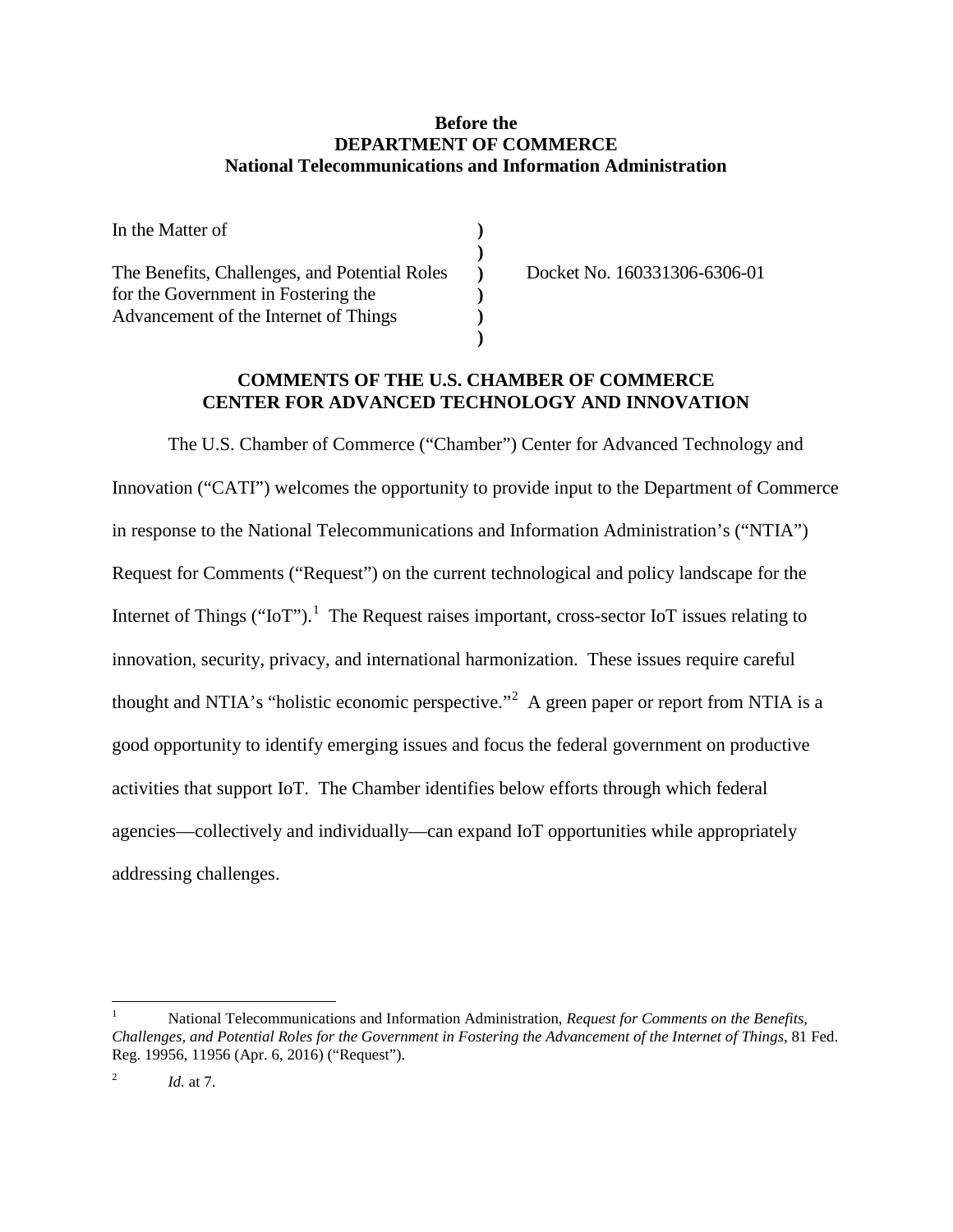**Before the**
**DEPARTMENT OF COMMERCE**
**National Telecommunications and Information Administration**

| | | |
|---|---|---|
| In the Matter of | ) | |
| | ) | |
| The Benefits, Challenges, and Potential Roles for the Government in Fostering the Advancement of the Internet of Things | ) | Docket No. 160331306-6306-01 |
| | ) | |

**COMMENTS OF THE U.S. CHAMBER OF COMMERCE CENTER FOR ADVANCED TECHNOLOGY AND INNOVATION**

The U.S. Chamber of Commerce ("Chamber") Center for Advanced Technology and Innovation ("CATI") welcomes the opportunity to provide input to the Department of Commerce in response to the National Telecommunications and Information Administration's ("NTIA") Request for Comments ("Request") on the current technological and policy landscape for the Internet of Things ("IoT").[1] The Request raises important, cross-sector IoT issues relating to innovation, security, privacy, and international harmonization. These issues require careful thought and NTIA's "holistic economic perspective."[2] A green paper or report from NTIA is a good opportunity to identify emerging issues and focus the federal government on productive activities that support IoT. The Chamber identifies below efforts through which federal agencies—collectively and individually—can expand IoT opportunities while appropriately addressing challenges.

---

[1] National Telecommunications and Information Administration, *Request for Comments on the Benefits, Challenges, and Potential Roles for the Government in Fostering the Advancement of the Internet of Things*, 81 Fed. Reg. 19956, 11956 (Apr. 6, 2016) ("Request").

[2] *Id.* at 7.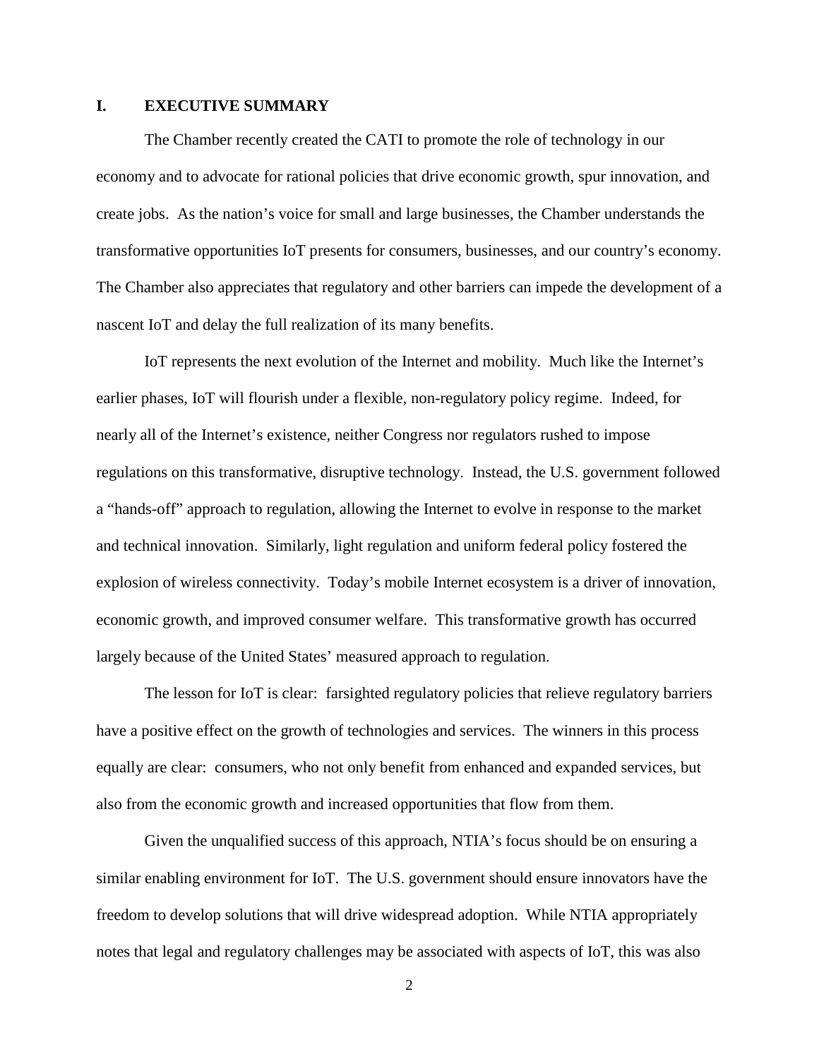## I. EXECUTIVE SUMMARY

The Chamber recently created the CATI to promote the role of technology in our economy and to advocate for rational policies that drive economic growth, spur innovation, and create jobs. As the nation's voice for small and large businesses, the Chamber understands the transformative opportunities IoT presents for consumers, businesses, and our country's economy. The Chamber also appreciates that regulatory and other barriers can impede the development of a nascent IoT and delay the full realization of its many benefits.

IoT represents the next evolution of the Internet and mobility. Much like the Internet's earlier phases, IoT will flourish under a flexible, non-regulatory policy regime. Indeed, for nearly all of the Internet's existence, neither Congress nor regulators rushed to impose regulations on this transformative, disruptive technology. Instead, the U.S. government followed a "hands-off" approach to regulation, allowing the Internet to evolve in response to the market and technical innovation. Similarly, light regulation and uniform federal policy fostered the explosion of wireless connectivity. Today's mobile Internet ecosystem is a driver of innovation, economic growth, and improved consumer welfare. This transformative growth has occurred largely because of the United States' measured approach to regulation.

The lesson for IoT is clear: farsighted regulatory policies that relieve regulatory barriers have a positive effect on the growth of technologies and services. The winners in this process equally are clear: consumers, who not only benefit from enhanced and expanded services, but also from the economic growth and increased opportunities that flow from them.

Given the unqualified success of this approach, NTIA's focus should be on ensuring a similar enabling environment for IoT. The U.S. government should ensure innovators have the freedom to develop solutions that will drive widespread adoption. While NTIA appropriately notes that legal and regulatory challenges may be associated with aspects of IoT, this was also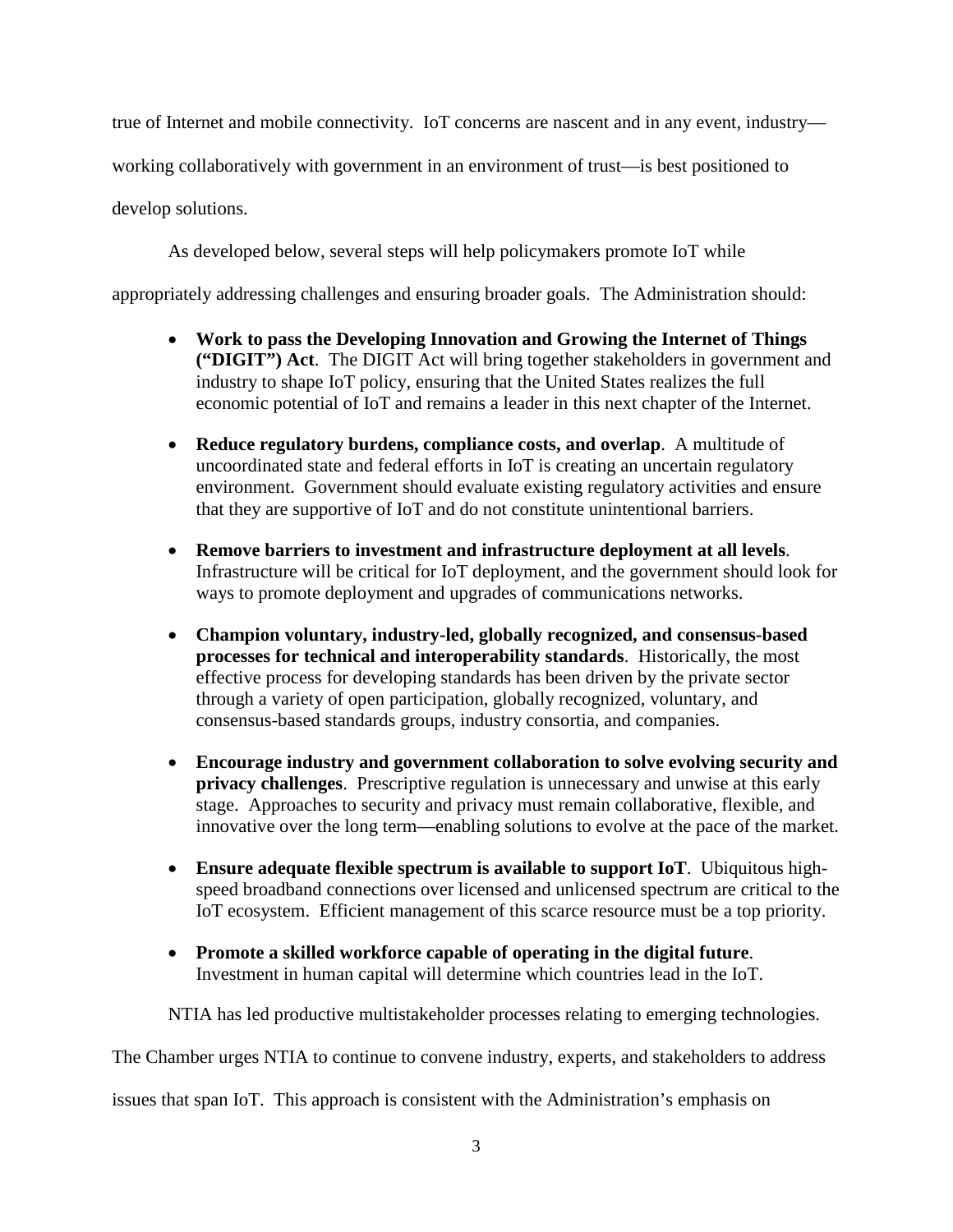true of Internet and mobile connectivity. IoT concerns are nascent and in any event, industry—working collaboratively with government in an environment of trust—is best positioned to develop solutions.

As developed below, several steps will help policymakers promote IoT while appropriately addressing challenges and ensuring broader goals. The Administration should:

- **Work to pass the Developing Innovation and Growing the Internet of Things ("DIGIT") Act**. The DIGIT Act will bring together stakeholders in government and industry to shape IoT policy, ensuring that the United States realizes the full economic potential of IoT and remains a leader in this next chapter of the Internet.
- **Reduce regulatory burdens, compliance costs, and overlap**. A multitude of uncoordinated state and federal efforts in IoT is creating an uncertain regulatory environment. Government should evaluate existing regulatory activities and ensure that they are supportive of IoT and do not constitute unintentional barriers.
- **Remove barriers to investment and infrastructure deployment at all levels**. Infrastructure will be critical for IoT deployment, and the government should look for ways to promote deployment and upgrades of communications networks.
- **Champion voluntary, industry-led, globally recognized, and consensus-based processes for technical and interoperability standards**. Historically, the most effective process for developing standards has been driven by the private sector through a variety of open participation, globally recognized, voluntary, and consensus-based standards groups, industry consortia, and companies.
- **Encourage industry and government collaboration to solve evolving security and privacy challenges**. Prescriptive regulation is unnecessary and unwise at this early stage. Approaches to security and privacy must remain collaborative, flexible, and innovative over the long term—enabling solutions to evolve at the pace of the market.
- **Ensure adequate flexible spectrum is available to support IoT**. Ubiquitous high-speed broadband connections over licensed and unlicensed spectrum are critical to the IoT ecosystem. Efficient management of this scarce resource must be a top priority.
- **Promote a skilled workforce capable of operating in the digital future**. Investment in human capital will determine which countries lead in the IoT.

NTIA has led productive multistakeholder processes relating to emerging technologies. The Chamber urges NTIA to continue to convene industry, experts, and stakeholders to address issues that span IoT. This approach is consistent with the Administration's emphasis on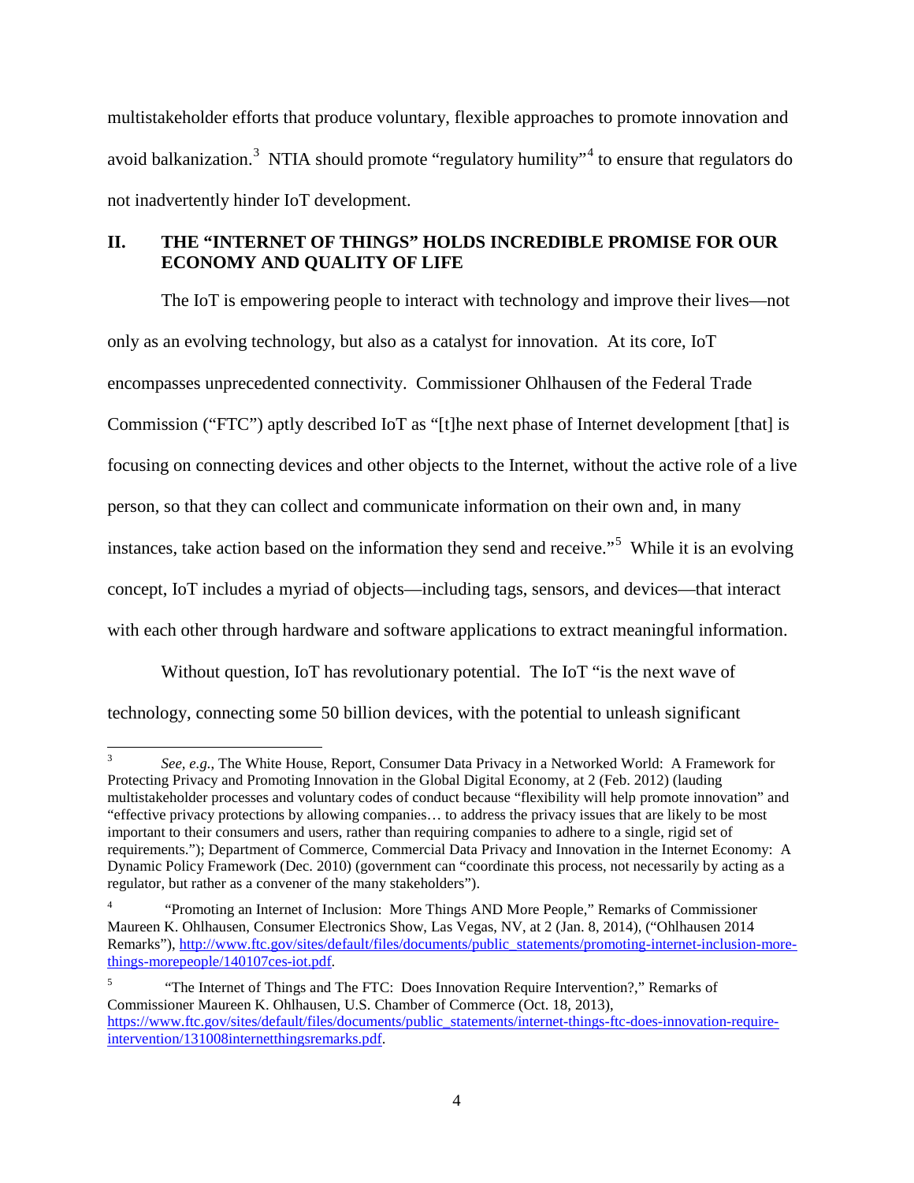multistakeholder efforts that produce voluntary, flexible approaches to promote innovation and avoid balkanization.[3] NTIA should promote "regulatory humility"[4] to ensure that regulators do not inadvertently hinder IoT development.

## II. THE "INTERNET OF THINGS" HOLDS INCREDIBLE PROMISE FOR OUR ECONOMY AND QUALITY OF LIFE

The IoT is empowering people to interact with technology and improve their lives—not only as an evolving technology, but also as a catalyst for innovation. At its core, IoT encompasses unprecedented connectivity. Commissioner Ohlhausen of the Federal Trade Commission ("FTC") aptly described IoT as "[t]he next phase of Internet development [that] is focusing on connecting devices and other objects to the Internet, without the active role of a live person, so that they can collect and communicate information on their own and, in many instances, take action based on the information they send and receive."[5] While it is an evolving concept, IoT includes a myriad of objects—including tags, sensors, and devices—that interact with each other through hardware and software applications to extract meaningful information.

Without question, IoT has revolutionary potential. The IoT "is the next wave of technology, connecting some 50 billion devices, with the potential to unleash significant

---

[3] *See, e.g.*, The White House, Report, Consumer Data Privacy in a Networked World: A Framework for Protecting Privacy and Promoting Innovation in the Global Digital Economy, at 2 (Feb. 2012) (lauding multistakeholder processes and voluntary codes of conduct because "flexibility will help promote innovation" and "effective privacy protections by allowing companies… to address the privacy issues that are likely to be most important to their consumers and users, rather than requiring companies to adhere to a single, rigid set of requirements."); Department of Commerce, Commercial Data Privacy and Innovation in the Internet Economy: A Dynamic Policy Framework (Dec. 2010) (government can "coordinate this process, not necessarily by acting as a regulator, but rather as a convener of the many stakeholders").

[4] "Promoting an Internet of Inclusion: More Things AND More People," Remarks of Commissioner Maureen K. Ohlhausen, Consumer Electronics Show, Las Vegas, NV, at 2 (Jan. 8, 2014), ("Ohlhausen 2014 Remarks"), http://www.ftc.gov/sites/default/files/documents/public_statements/promoting-internet-inclusion-more-things-morepeople/140107ces-iot.pdf.

[5] "The Internet of Things and The FTC: Does Innovation Require Intervention?," Remarks of Commissioner Maureen K. Ohlhausen, U.S. Chamber of Commerce (Oct. 18, 2013), https://www.ftc.gov/sites/default/files/documents/public_statements/internet-things-ftc-does-innovation-require-intervention/131008internetthingsremarks.pdf.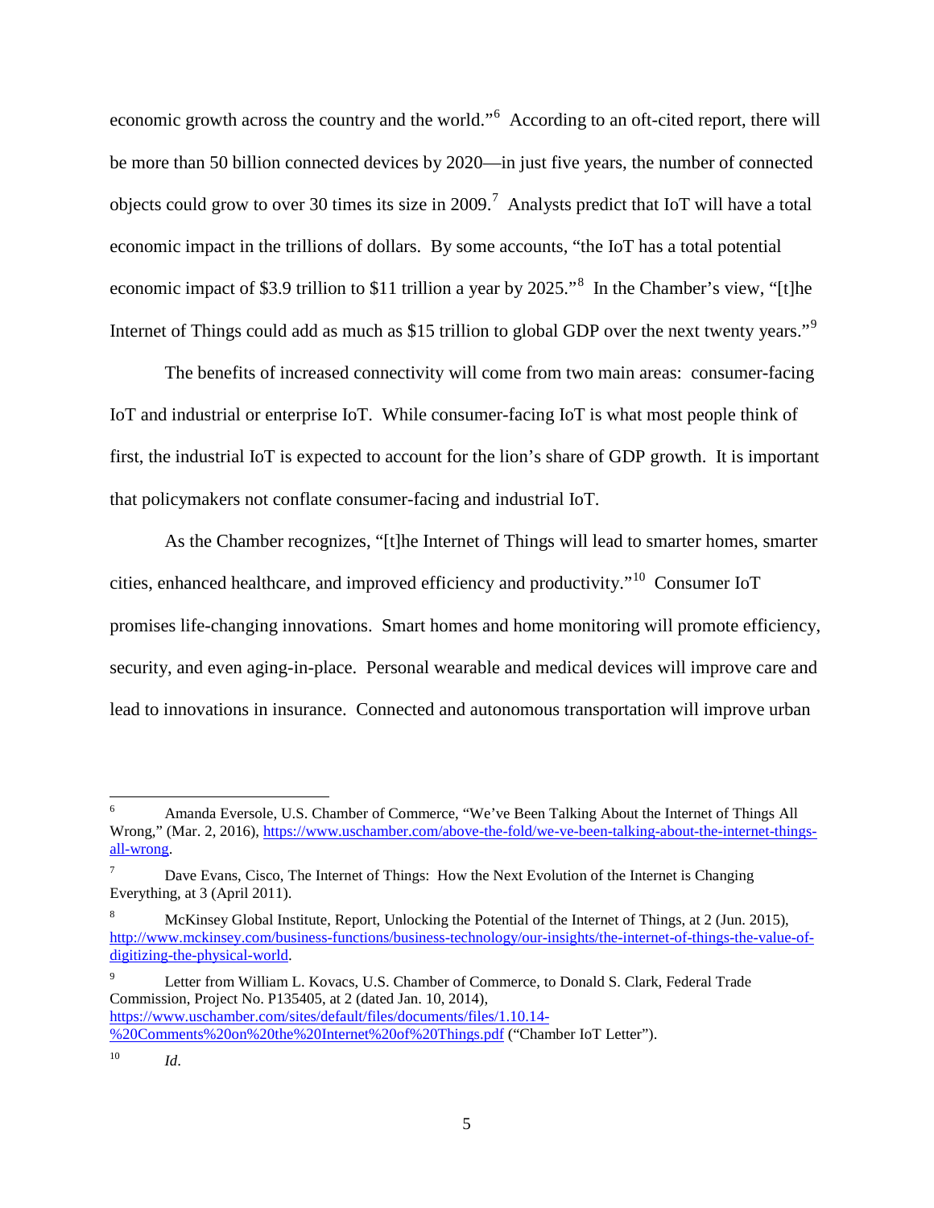economic growth across the country and the world."[6] According to an oft-cited report, there will be more than 50 billion connected devices by 2020—in just five years, the number of connected objects could grow to over 30 times its size in 2009.[7] Analysts predict that IoT will have a total economic impact in the trillions of dollars. By some accounts, "the IoT has a total potential economic impact of $3.9 trillion to $11 trillion a year by 2025."[8] In the Chamber's view, "[t]he Internet of Things could add as much as $15 trillion to global GDP over the next twenty years."[9]

The benefits of increased connectivity will come from two main areas: consumer-facing IoT and industrial or enterprise IoT. While consumer-facing IoT is what most people think of first, the industrial IoT is expected to account for the lion's share of GDP growth. It is important that policymakers not conflate consumer-facing and industrial IoT.

As the Chamber recognizes, "[t]he Internet of Things will lead to smarter homes, smarter cities, enhanced healthcare, and improved efficiency and productivity."[10] Consumer IoT promises life-changing innovations. Smart homes and home monitoring will promote efficiency, security, and even aging-in-place. Personal wearable and medical devices will improve care and lead to innovations in insurance. Connected and autonomous transportation will improve urban

---

[6] Amanda Eversole, U.S. Chamber of Commerce, "We've Been Talking About the Internet of Things All Wrong," (Mar. 2, 2016), https://www.uschamber.com/above-the-fold/we-ve-been-talking-about-the-internet-things-all-wrong.

[7] Dave Evans, Cisco, The Internet of Things: How the Next Evolution of the Internet is Changing Everything, at 3 (April 2011).

[8] McKinsey Global Institute, Report, Unlocking the Potential of the Internet of Things, at 2 (Jun. 2015), http://www.mckinsey.com/business-functions/business-technology/our-insights/the-internet-of-things-the-value-of-digitizing-the-physical-world.

[9] Letter from William L. Kovacs, U.S. Chamber of Commerce, to Donald S. Clark, Federal Trade Commission, Project No. P135405, at 2 (dated Jan. 10, 2014), https://www.uschamber.com/sites/default/files/documents/files/1.10.14-%20Comments%20on%20the%20Internet%20of%20Things.pdf ("Chamber IoT Letter").

[10] *Id*.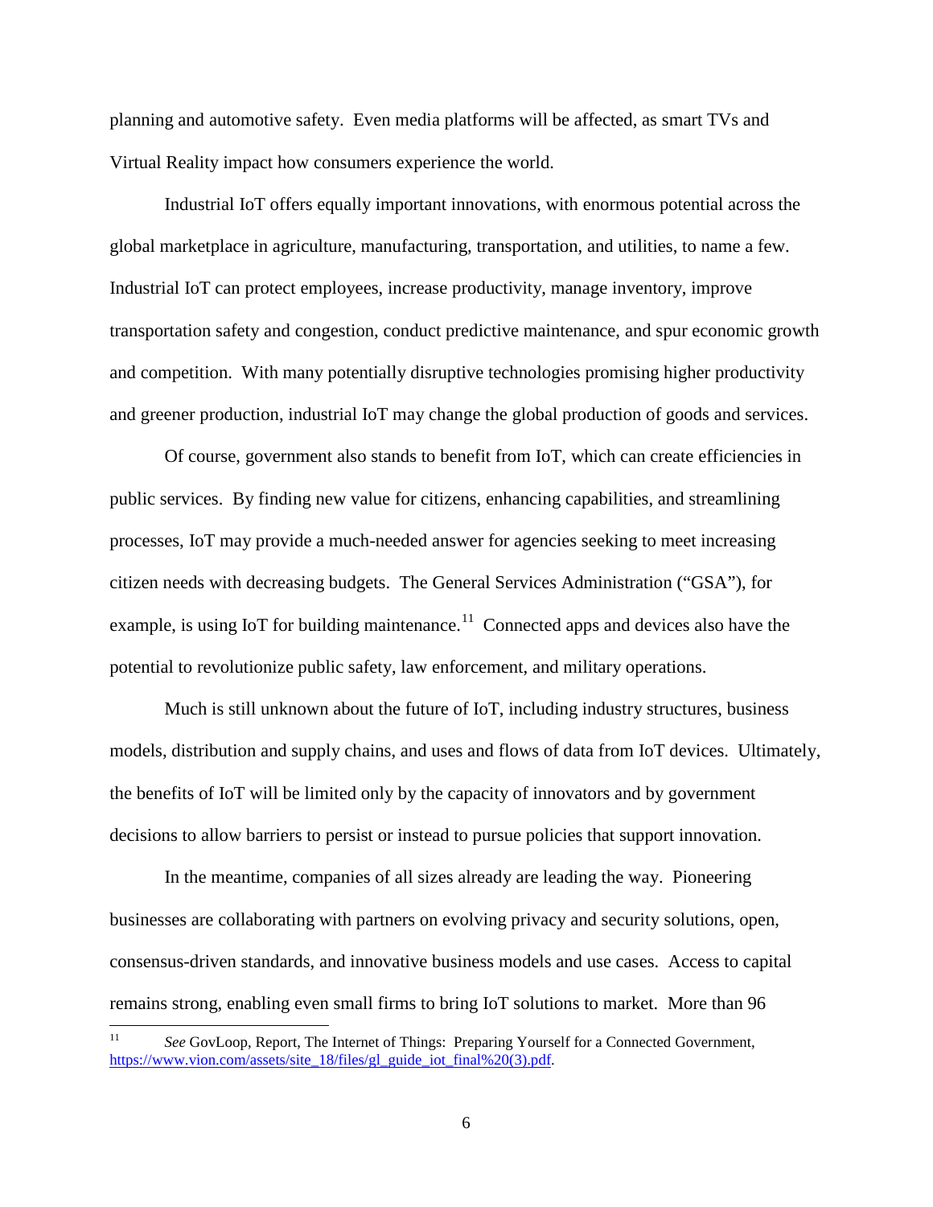planning and automotive safety. Even media platforms will be affected, as smart TVs and Virtual Reality impact how consumers experience the world.

Industrial IoT offers equally important innovations, with enormous potential across the global marketplace in agriculture, manufacturing, transportation, and utilities, to name a few. Industrial IoT can protect employees, increase productivity, manage inventory, improve transportation safety and congestion, conduct predictive maintenance, and spur economic growth and competition. With many potentially disruptive technologies promising higher productivity and greener production, industrial IoT may change the global production of goods and services.

Of course, government also stands to benefit from IoT, which can create efficiencies in public services. By finding new value for citizens, enhancing capabilities, and streamlining processes, IoT may provide a much-needed answer for agencies seeking to meet increasing citizen needs with decreasing budgets. The General Services Administration ("GSA"), for example, is using IoT for building maintenance.[11] Connected apps and devices also have the potential to revolutionize public safety, law enforcement, and military operations.

Much is still unknown about the future of IoT, including industry structures, business models, distribution and supply chains, and uses and flows of data from IoT devices. Ultimately, the benefits of IoT will be limited only by the capacity of innovators and by government decisions to allow barriers to persist or instead to pursue policies that support innovation.

In the meantime, companies of all sizes already are leading the way. Pioneering businesses are collaborating with partners on evolving privacy and security solutions, open, consensus-driven standards, and innovative business models and use cases. Access to capital remains strong, enabling even small firms to bring IoT solutions to market. More than 96

---

[11] *See* GovLoop, Report, The Internet of Things: Preparing Yourself for a Connected Government, https://www.vion.com/assets/site_18/files/gl_guide_iot_final%20(3).pdf.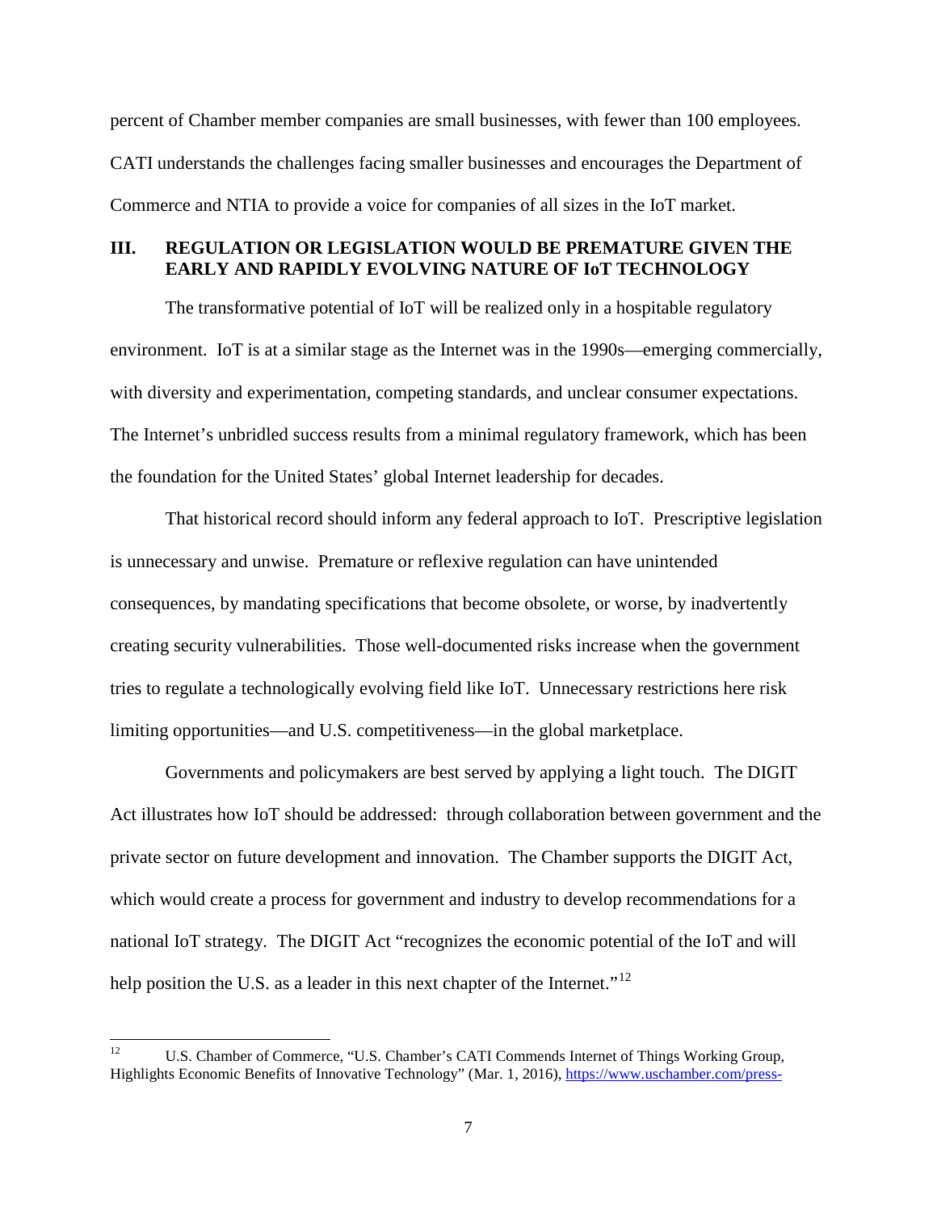percent of Chamber member companies are small businesses, with fewer than 100 employees. CATI understands the challenges facing smaller businesses and encourages the Department of Commerce and NTIA to provide a voice for companies of all sizes in the IoT market.

## III. REGULATION OR LEGISLATION WOULD BE PREMATURE GIVEN THE EARLY AND RAPIDLY EVOLVING NATURE OF IoT TECHNOLOGY

The transformative potential of IoT will be realized only in a hospitable regulatory environment. IoT is at a similar stage as the Internet was in the 1990s—emerging commercially, with diversity and experimentation, competing standards, and unclear consumer expectations. The Internet's unbridled success results from a minimal regulatory framework, which has been the foundation for the United States' global Internet leadership for decades.

That historical record should inform any federal approach to IoT. Prescriptive legislation is unnecessary and unwise. Premature or reflexive regulation can have unintended consequences, by mandating specifications that become obsolete, or worse, by inadvertently creating security vulnerabilities. Those well-documented risks increase when the government tries to regulate a technologically evolving field like IoT. Unnecessary restrictions here risk limiting opportunities—and U.S. competitiveness—in the global marketplace.

Governments and policymakers are best served by applying a light touch. The DIGIT Act illustrates how IoT should be addressed: through collaboration between government and the private sector on future development and innovation. The Chamber supports the DIGIT Act, which would create a process for government and industry to develop recommendations for a national IoT strategy. The DIGIT Act "recognizes the economic potential of the IoT and will help position the U.S. as a leader in this next chapter of the Internet."[12]

---

[12] U.S. Chamber of Commerce, "U.S. Chamber's CATI Commends Internet of Things Working Group, Highlights Economic Benefits of Innovative Technology" (Mar. 1, 2016), https://www.uschamber.com/press-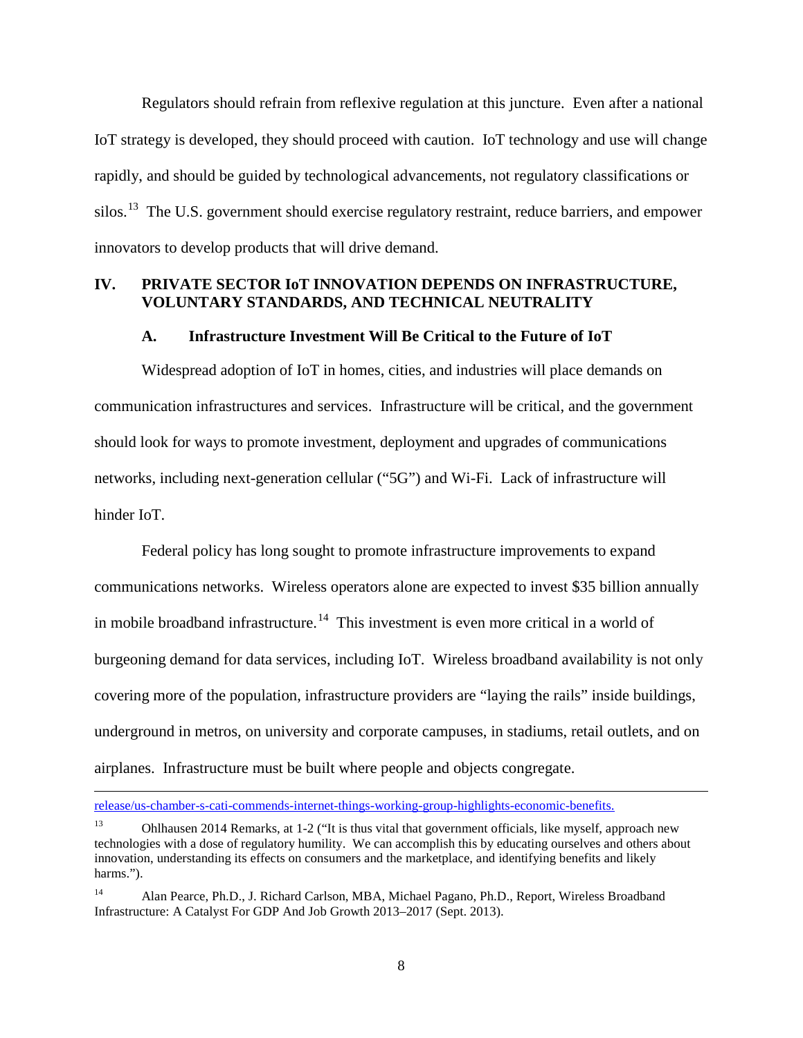Regulators should refrain from reflexive regulation at this juncture. Even after a national IoT strategy is developed, they should proceed with caution. IoT technology and use will change rapidly, and should be guided by technological advancements, not regulatory classifications or silos.[13] The U.S. government should exercise regulatory restraint, reduce barriers, and empower innovators to develop products that will drive demand.

## IV. PRIVATE SECTOR IoT INNOVATION DEPENDS ON INFRASTRUCTURE, VOLUNTARY STANDARDS, AND TECHNICAL NEUTRALITY

### A. Infrastructure Investment Will Be Critical to the Future of IoT

Widespread adoption of IoT in homes, cities, and industries will place demands on communication infrastructures and services. Infrastructure will be critical, and the government should look for ways to promote investment, deployment and upgrades of communications networks, including next-generation cellular ("5G") and Wi-Fi. Lack of infrastructure will hinder IoT.

Federal policy has long sought to promote infrastructure improvements to expand communications networks. Wireless operators alone are expected to invest $35 billion annually in mobile broadband infrastructure.[14] This investment is even more critical in a world of burgeoning demand for data services, including IoT. Wireless broadband availability is not only covering more of the population, infrastructure providers are "laying the rails" inside buildings, underground in metros, on university and corporate campuses, in stadiums, retail outlets, and on airplanes. Infrastructure must be built where people and objects congregate.

---

release/us-chamber-s-cati-commends-internet-things-working-group-highlights-economic-benefits.

[13] Ohlhausen 2014 Remarks, at 1-2 ("It is thus vital that government officials, like myself, approach new technologies with a dose of regulatory humility. We can accomplish this by educating ourselves and others about innovation, understanding its effects on consumers and the marketplace, and identifying benefits and likely harms.").

[14] Alan Pearce, Ph.D., J. Richard Carlson, MBA, Michael Pagano, Ph.D., Report, Wireless Broadband Infrastructure: A Catalyst For GDP And Job Growth 2013–2017 (Sept. 2013).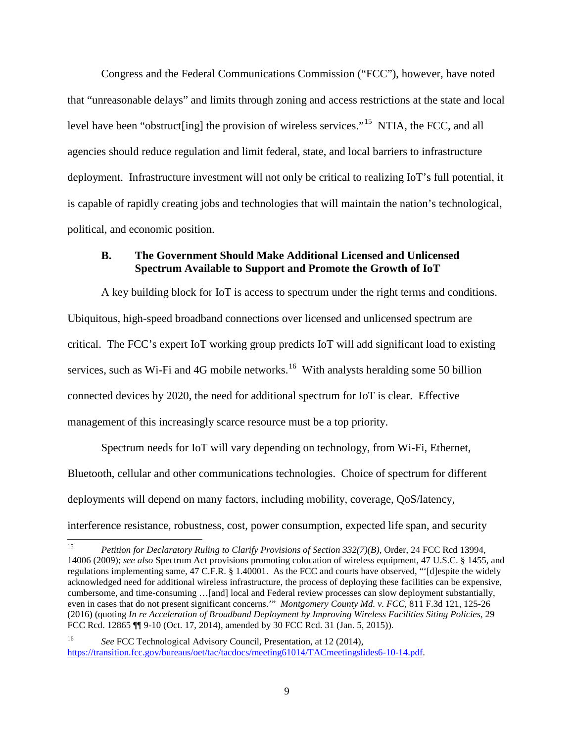Congress and the Federal Communications Commission ("FCC"), however, have noted that "unreasonable delays" and limits through zoning and access restrictions at the state and local level have been "obstruct[ing] the provision of wireless services."[15] NTIA, the FCC, and all agencies should reduce regulation and limit federal, state, and local barriers to infrastructure deployment. Infrastructure investment will not only be critical to realizing IoT's full potential, it is capable of rapidly creating jobs and technologies that will maintain the nation's technological, political, and economic position.

### B. The Government Should Make Additional Licensed and Unlicensed Spectrum Available to Support and Promote the Growth of IoT

A key building block for IoT is access to spectrum under the right terms and conditions. Ubiquitous, high-speed broadband connections over licensed and unlicensed spectrum are critical. The FCC's expert IoT working group predicts IoT will add significant load to existing services, such as Wi-Fi and 4G mobile networks.[16] With analysts heralding some 50 billion connected devices by 2020, the need for additional spectrum for IoT is clear. Effective management of this increasingly scarce resource must be a top priority.

Spectrum needs for IoT will vary depending on technology, from Wi-Fi, Ethernet, Bluetooth, cellular and other communications technologies. Choice of spectrum for different deployments will depend on many factors, including mobility, coverage, QoS/latency, interference resistance, robustness, cost, power consumption, expected life span, and security

---

[15] *Petition for Declaratory Ruling to Clarify Provisions of Section 332(7)(B)*, Order, 24 FCC Rcd 13994, 14006 (2009); *see also* Spectrum Act provisions promoting colocation of wireless equipment, 47 U.S.C. § 1455, and regulations implementing same, 47 C.F.R. § 1.40001. As the FCC and courts have observed, "'[d]espite the widely acknowledged need for additional wireless infrastructure, the process of deploying these facilities can be expensive, cumbersome, and time-consuming …[and] local and Federal review processes can slow deployment substantially, even in cases that do not present significant concerns.'" *Montgomery County Md. v. FCC*, 811 F.3d 121, 125-26 (2016) (quoting *In re Acceleration of Broadband Deployment by Improving Wireless Facilities Siting Policies*, 29 FCC Rcd. 12865 ¶¶ 9-10 (Oct. 17, 2014), amended by 30 FCC Rcd. 31 (Jan. 5, 2015)).

[16] *See* FCC Technological Advisory Council, Presentation, at 12 (2014), https://transition.fcc.gov/bureaus/oet/tac/tacdocs/meeting61014/TACmeetingslides6-10-14.pdf.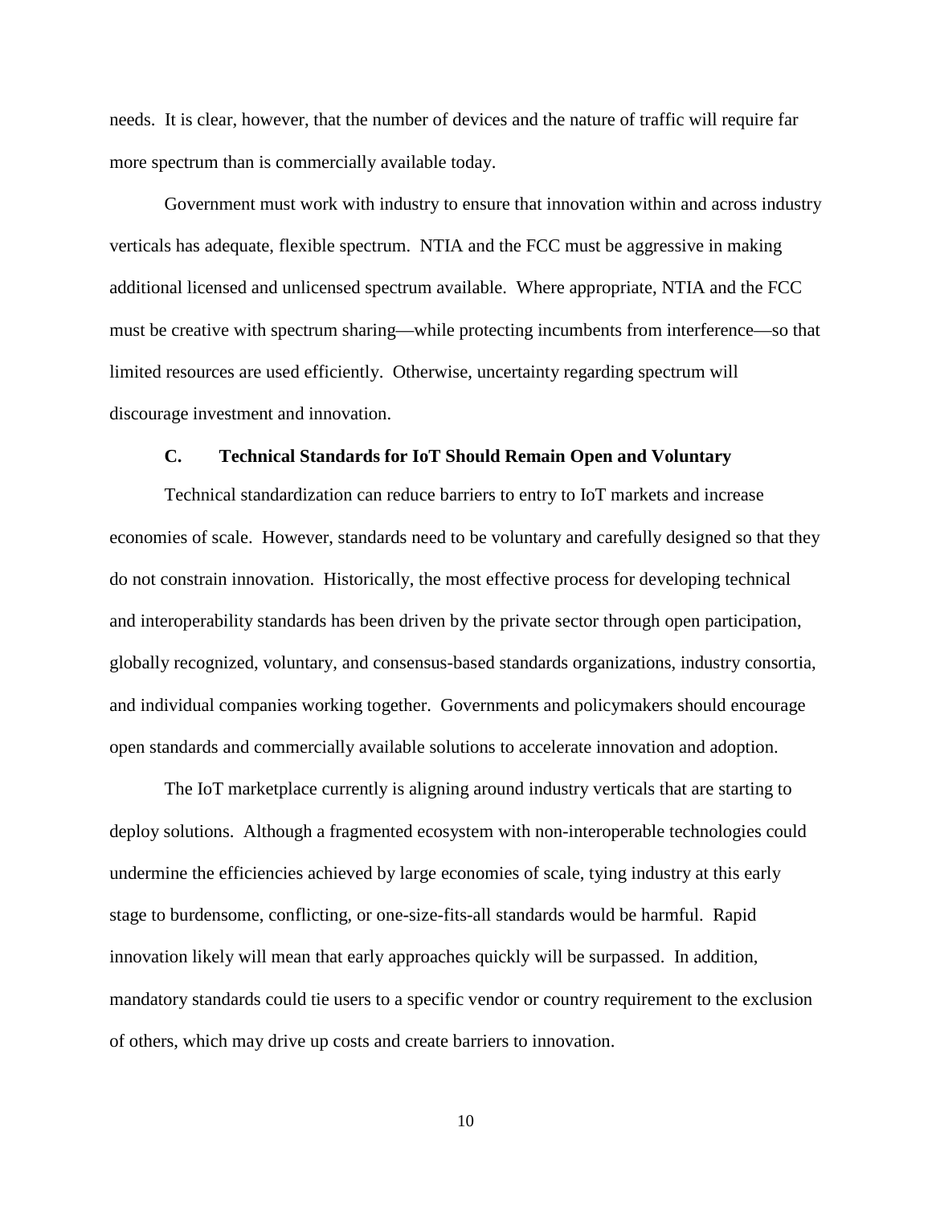needs. It is clear, however, that the number of devices and the nature of traffic will require far more spectrum than is commercially available today.

Government must work with industry to ensure that innovation within and across industry verticals has adequate, flexible spectrum. NTIA and the FCC must be aggressive in making additional licensed and unlicensed spectrum available. Where appropriate, NTIA and the FCC must be creative with spectrum sharing—while protecting incumbents from interference—so that limited resources are used efficiently. Otherwise, uncertainty regarding spectrum will discourage investment and innovation.

### C. Technical Standards for IoT Should Remain Open and Voluntary

Technical standardization can reduce barriers to entry to IoT markets and increase economies of scale. However, standards need to be voluntary and carefully designed so that they do not constrain innovation. Historically, the most effective process for developing technical and interoperability standards has been driven by the private sector through open participation, globally recognized, voluntary, and consensus-based standards organizations, industry consortia, and individual companies working together. Governments and policymakers should encourage open standards and commercially available solutions to accelerate innovation and adoption.

The IoT marketplace currently is aligning around industry verticals that are starting to deploy solutions. Although a fragmented ecosystem with non-interoperable technologies could undermine the efficiencies achieved by large economies of scale, tying industry at this early stage to burdensome, conflicting, or one-size-fits-all standards would be harmful. Rapid innovation likely will mean that early approaches quickly will be surpassed. In addition, mandatory standards could tie users to a specific vendor or country requirement to the exclusion of others, which may drive up costs and create barriers to innovation.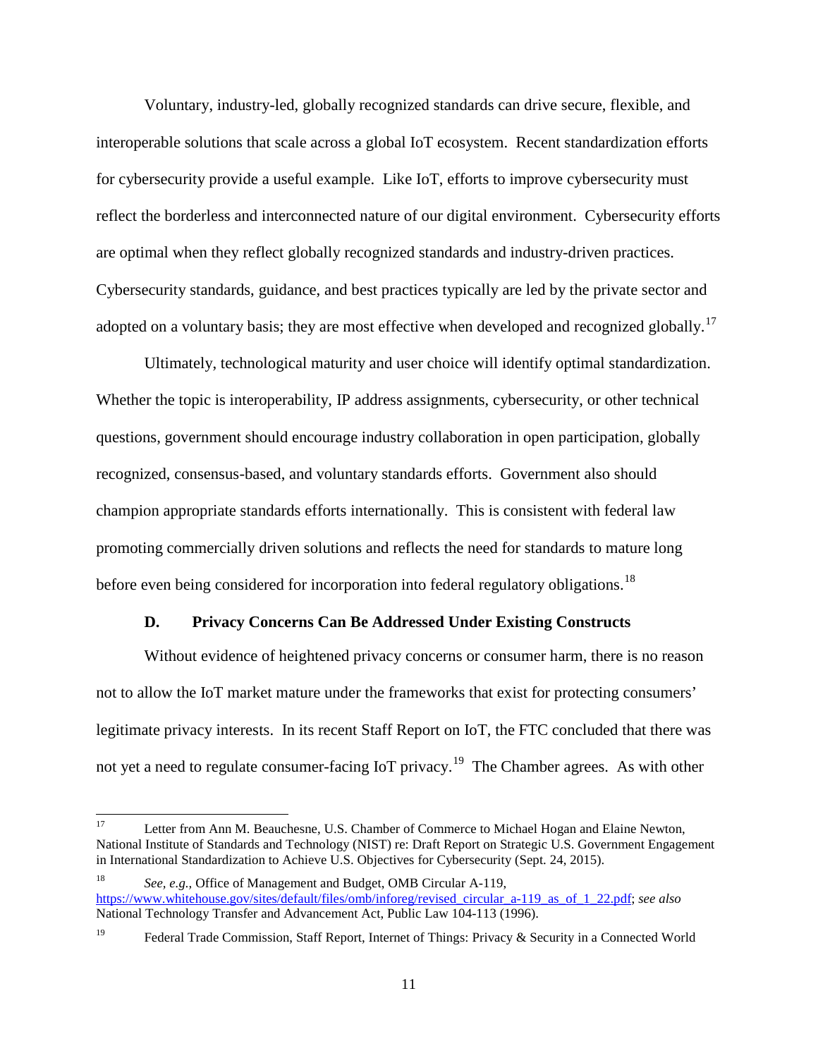Voluntary, industry-led, globally recognized standards can drive secure, flexible, and interoperable solutions that scale across a global IoT ecosystem. Recent standardization efforts for cybersecurity provide a useful example. Like IoT, efforts to improve cybersecurity must reflect the borderless and interconnected nature of our digital environment. Cybersecurity efforts are optimal when they reflect globally recognized standards and industry-driven practices. Cybersecurity standards, guidance, and best practices typically are led by the private sector and adopted on a voluntary basis; they are most effective when developed and recognized globally.[17]

Ultimately, technological maturity and user choice will identify optimal standardization. Whether the topic is interoperability, IP address assignments, cybersecurity, or other technical questions, government should encourage industry collaboration in open participation, globally recognized, consensus-based, and voluntary standards efforts. Government also should champion appropriate standards efforts internationally. This is consistent with federal law promoting commercially driven solutions and reflects the need for standards to mature long before even being considered for incorporation into federal regulatory obligations.[18]

### D. Privacy Concerns Can Be Addressed Under Existing Constructs

Without evidence of heightened privacy concerns or consumer harm, there is no reason not to allow the IoT market mature under the frameworks that exist for protecting consumers' legitimate privacy interests. In its recent Staff Report on IoT, the FTC concluded that there was not yet a need to regulate consumer-facing IoT privacy.[19] The Chamber agrees. As with other

---

[17] Letter from Ann M. Beauchesne, U.S. Chamber of Commerce to Michael Hogan and Elaine Newton, National Institute of Standards and Technology (NIST) re: Draft Report on Strategic U.S. Government Engagement in International Standardization to Achieve U.S. Objectives for Cybersecurity (Sept. 24, 2015).

[18] *See, e.g.*, Office of Management and Budget, OMB Circular A-119, https://www.whitehouse.gov/sites/default/files/omb/inforeg/revised_circular_a-119_as_of_1_22.pdf; *see also* National Technology Transfer and Advancement Act, Public Law 104-113 (1996).

[19] Federal Trade Commission, Staff Report, Internet of Things: Privacy & Security in a Connected World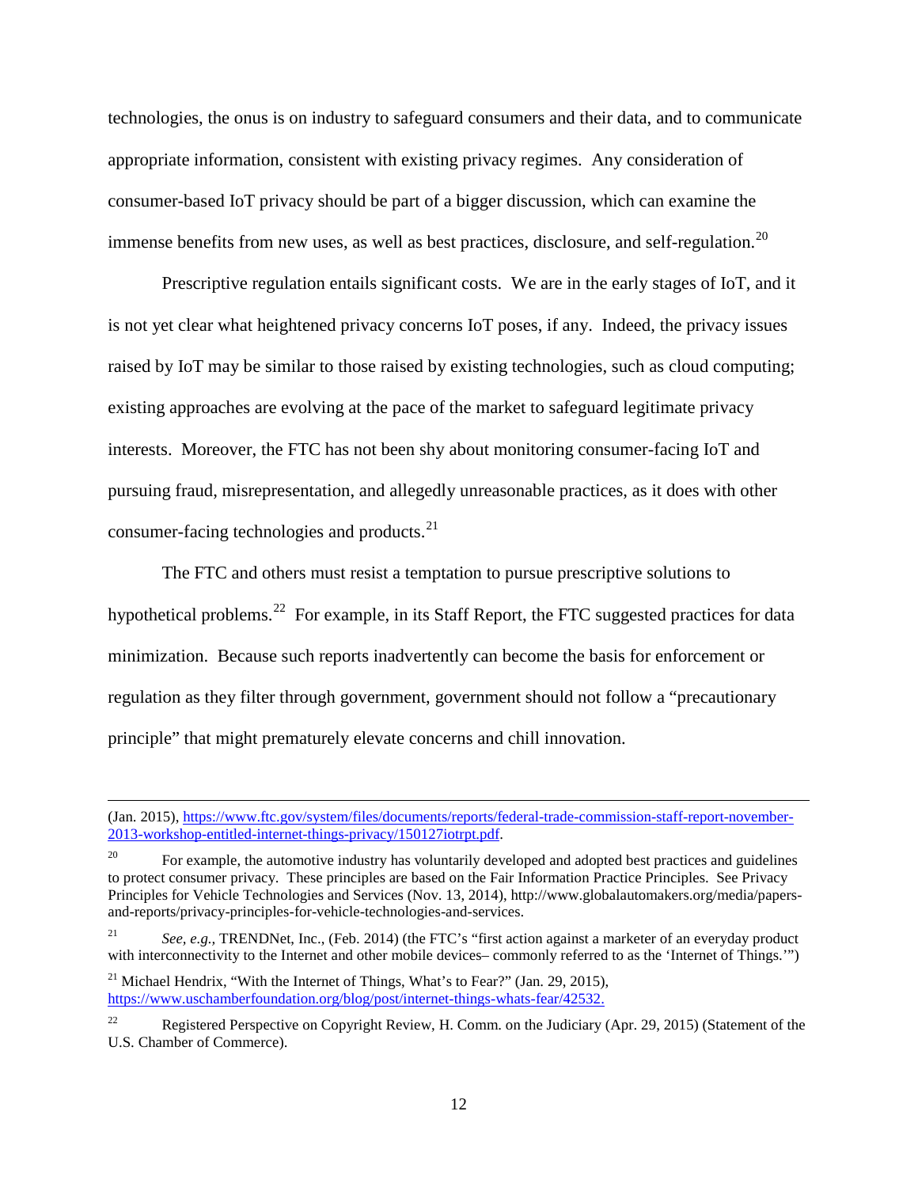technologies, the onus is on industry to safeguard consumers and their data, and to communicate appropriate information, consistent with existing privacy regimes. Any consideration of consumer-based IoT privacy should be part of a bigger discussion, which can examine the immense benefits from new uses, as well as best practices, disclosure, and self-regulation.[20]

Prescriptive regulation entails significant costs. We are in the early stages of IoT, and it is not yet clear what heightened privacy concerns IoT poses, if any. Indeed, the privacy issues raised by IoT may be similar to those raised by existing technologies, such as cloud computing; existing approaches are evolving at the pace of the market to safeguard legitimate privacy interests. Moreover, the FTC has not been shy about monitoring consumer-facing IoT and pursuing fraud, misrepresentation, and allegedly unreasonable practices, as it does with other consumer-facing technologies and products.[21]

The FTC and others must resist a temptation to pursue prescriptive solutions to hypothetical problems.[22] For example, in its Staff Report, the FTC suggested practices for data minimization. Because such reports inadvertently can become the basis for enforcement or regulation as they filter through government, government should not follow a "precautionary principle" that might prematurely elevate concerns and chill innovation.

---

(Jan. 2015), https://www.ftc.gov/system/files/documents/reports/federal-trade-commission-staff-report-november-2013-workshop-entitled-internet-things-privacy/150127iotrpt.pdf.

[20] For example, the automotive industry has voluntarily developed and adopted best practices and guidelines to protect consumer privacy. These principles are based on the Fair Information Practice Principles. See Privacy Principles for Vehicle Technologies and Services (Nov. 13, 2014), http://www.globalautomakers.org/media/papers-and-reports/privacy-principles-for-vehicle-technologies-and-services.

[21] *See, e.g.,* TRENDNet, Inc., (Feb. 2014) (the FTC's "first action against a marketer of an everyday product with interconnectivity to the Internet and other mobile devices– commonly referred to as the 'Internet of Things.'")

[21] Michael Hendrix, "With the Internet of Things, What's to Fear?" (Jan. 29, 2015), https://www.uschamberfoundation.org/blog/post/internet-things-whats-fear/42532.

[22] Registered Perspective on Copyright Review, H. Comm. on the Judiciary (Apr. 29, 2015) (Statement of the U.S. Chamber of Commerce).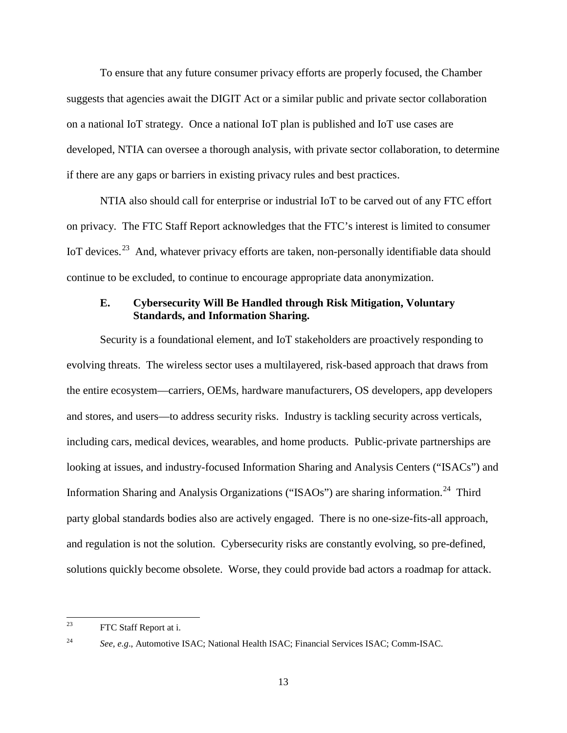To ensure that any future consumer privacy efforts are properly focused, the Chamber suggests that agencies await the DIGIT Act or a similar public and private sector collaboration on a national IoT strategy. Once a national IoT plan is published and IoT use cases are developed, NTIA can oversee a thorough analysis, with private sector collaboration, to determine if there are any gaps or barriers in existing privacy rules and best practices.

NTIA also should call for enterprise or industrial IoT to be carved out of any FTC effort on privacy. The FTC Staff Report acknowledges that the FTC's interest is limited to consumer IoT devices.[23] And, whatever privacy efforts are taken, non-personally identifiable data should continue to be excluded, to continue to encourage appropriate data anonymization.

### E. Cybersecurity Will Be Handled through Risk Mitigation, Voluntary Standards, and Information Sharing.

Security is a foundational element, and IoT stakeholders are proactively responding to evolving threats. The wireless sector uses a multilayered, risk-based approach that draws from the entire ecosystem—carriers, OEMs, hardware manufacturers, OS developers, app developers and stores, and users—to address security risks. Industry is tackling security across verticals, including cars, medical devices, wearables, and home products. Public-private partnerships are looking at issues, and industry-focused Information Sharing and Analysis Centers ("ISACs") and Information Sharing and Analysis Organizations ("ISAOs") are sharing information.[24] Third party global standards bodies also are actively engaged. There is no one-size-fits-all approach, and regulation is not the solution. Cybersecurity risks are constantly evolving, so pre-defined, solutions quickly become obsolete. Worse, they could provide bad actors a roadmap for attack.

---

[23] FTC Staff Report at i.

[24] *See, e.g*., Automotive ISAC; National Health ISAC; Financial Services ISAC; Comm-ISAC.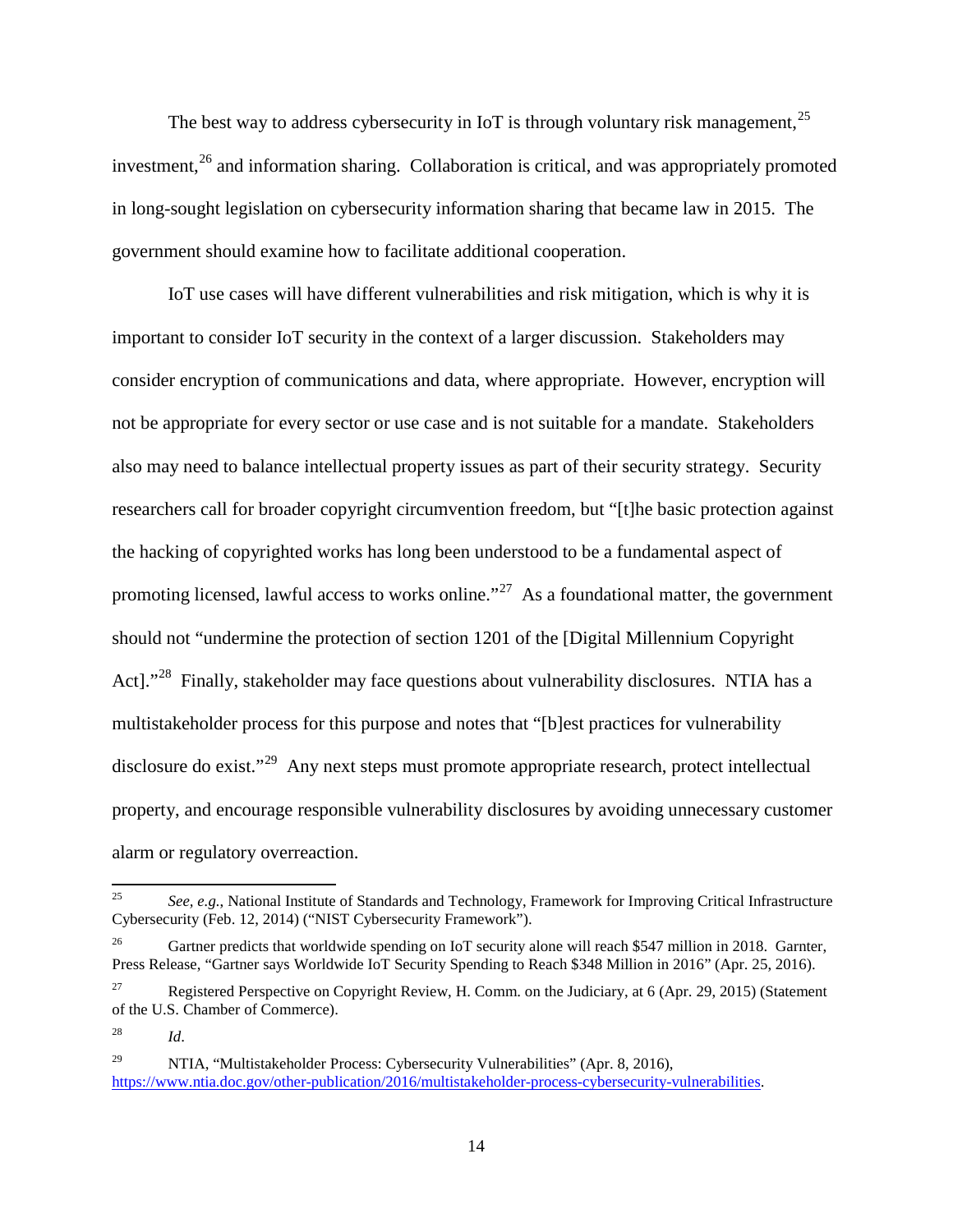The best way to address cybersecurity in IoT is through voluntary risk management,[25] investment,[26] and information sharing. Collaboration is critical, and was appropriately promoted in long-sought legislation on cybersecurity information sharing that became law in 2015. The government should examine how to facilitate additional cooperation.

IoT use cases will have different vulnerabilities and risk mitigation, which is why it is important to consider IoT security in the context of a larger discussion. Stakeholders may consider encryption of communications and data, where appropriate. However, encryption will not be appropriate for every sector or use case and is not suitable for a mandate. Stakeholders also may need to balance intellectual property issues as part of their security strategy. Security researchers call for broader copyright circumvention freedom, but "[t]he basic protection against the hacking of copyrighted works has long been understood to be a fundamental aspect of promoting licensed, lawful access to works online."[27] As a foundational matter, the government should not "undermine the protection of section 1201 of the [Digital Millennium Copyright Act]."[28] Finally, stakeholder may face questions about vulnerability disclosures. NTIA has a multistakeholder process for this purpose and notes that "[b]est practices for vulnerability disclosure do exist."[29] Any next steps must promote appropriate research, protect intellectual property, and encourage responsible vulnerability disclosures by avoiding unnecessary customer alarm or regulatory overreaction.

---

[25] *See, e.g.*, National Institute of Standards and Technology, Framework for Improving Critical Infrastructure Cybersecurity (Feb. 12, 2014) ("NIST Cybersecurity Framework").

[26] Gartner predicts that worldwide spending on IoT security alone will reach $547 million in 2018. Garnter, Press Release, "Gartner says Worldwide IoT Security Spending to Reach $348 Million in 2016" (Apr. 25, 2016).

[27] Registered Perspective on Copyright Review, H. Comm. on the Judiciary, at 6 (Apr. 29, 2015) (Statement of the U.S. Chamber of Commerce).

[28] *Id*.

[29] NTIA, "Multistakeholder Process: Cybersecurity Vulnerabilities" (Apr. 8, 2016), https://www.ntia.doc.gov/other-publication/2016/multistakeholder-process-cybersecurity-vulnerabilities.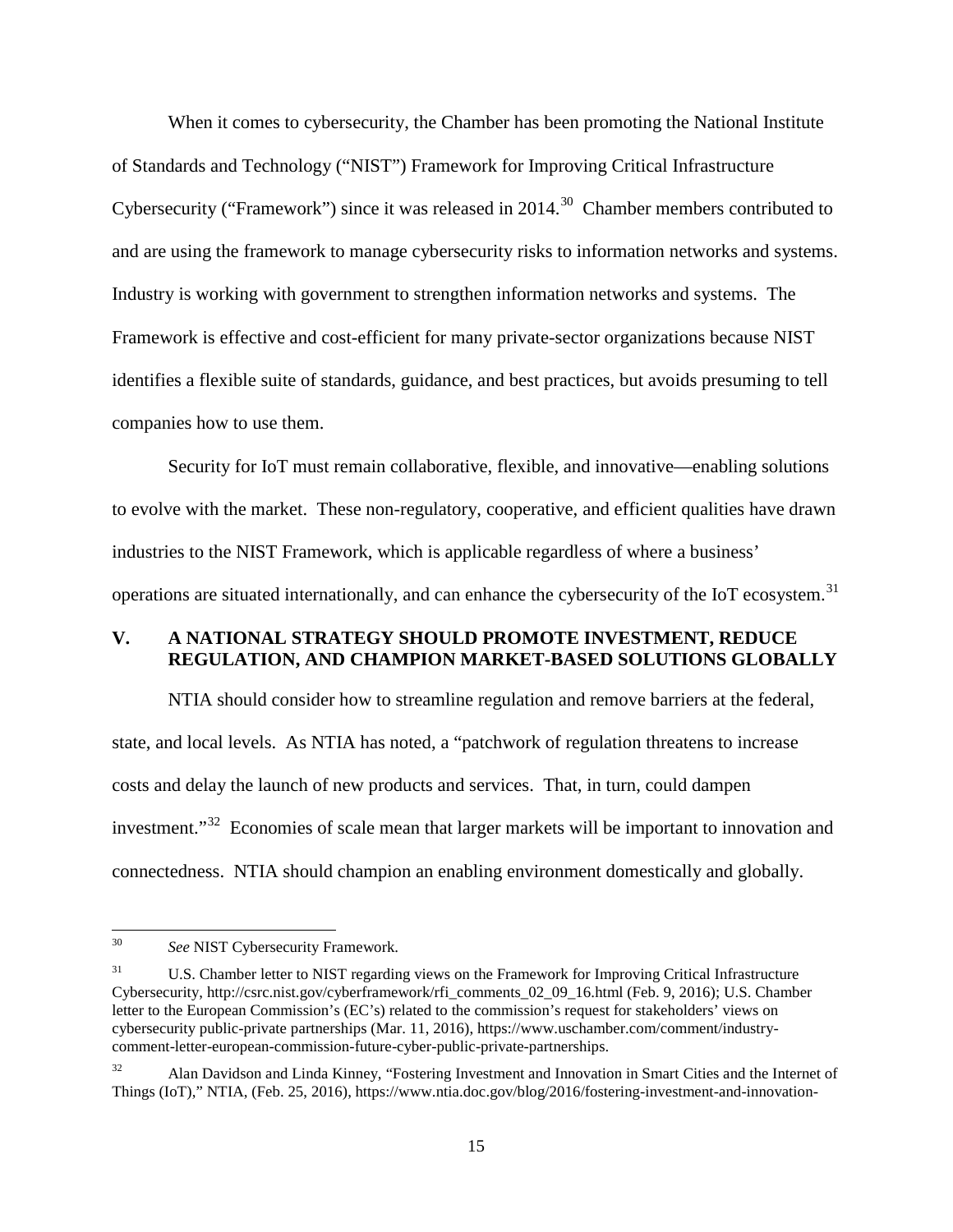When it comes to cybersecurity, the Chamber has been promoting the National Institute of Standards and Technology ("NIST") Framework for Improving Critical Infrastructure Cybersecurity ("Framework") since it was released in 2014.[30] Chamber members contributed to and are using the framework to manage cybersecurity risks to information networks and systems. Industry is working with government to strengthen information networks and systems. The Framework is effective and cost-efficient for many private-sector organizations because NIST identifies a flexible suite of standards, guidance, and best practices, but avoids presuming to tell companies how to use them.

Security for IoT must remain collaborative, flexible, and innovative—enabling solutions to evolve with the market. These non-regulatory, cooperative, and efficient qualities have drawn industries to the NIST Framework, which is applicable regardless of where a business' operations are situated internationally, and can enhance the cybersecurity of the IoT ecosystem.[31]

## V. A NATIONAL STRATEGY SHOULD PROMOTE INVESTMENT, REDUCE REGULATION, AND CHAMPION MARKET-BASED SOLUTIONS GLOBALLY

NTIA should consider how to streamline regulation and remove barriers at the federal, state, and local levels. As NTIA has noted, a "patchwork of regulation threatens to increase costs and delay the launch of new products and services. That, in turn, could dampen investment."[32] Economies of scale mean that larger markets will be important to innovation and connectedness. NTIA should champion an enabling environment domestically and globally.

---

[30] *See* NIST Cybersecurity Framework.

[31] U.S. Chamber letter to NIST regarding views on the Framework for Improving Critical Infrastructure Cybersecurity, http://csrc.nist.gov/cyberframework/rfi_comments_02_09_16.html (Feb. 9, 2016); U.S. Chamber letter to the European Commission's (EC's) related to the commission's request for stakeholders' views on cybersecurity public-private partnerships (Mar. 11, 2016), https://www.uschamber.com/comment/industry-comment-letter-european-commission-future-cyber-public-private-partnerships.

[32] Alan Davidson and Linda Kinney, "Fostering Investment and Innovation in Smart Cities and the Internet of Things (IoT)," NTIA, (Feb. 25, 2016), https://www.ntia.doc.gov/blog/2016/fostering-investment-and-innovation-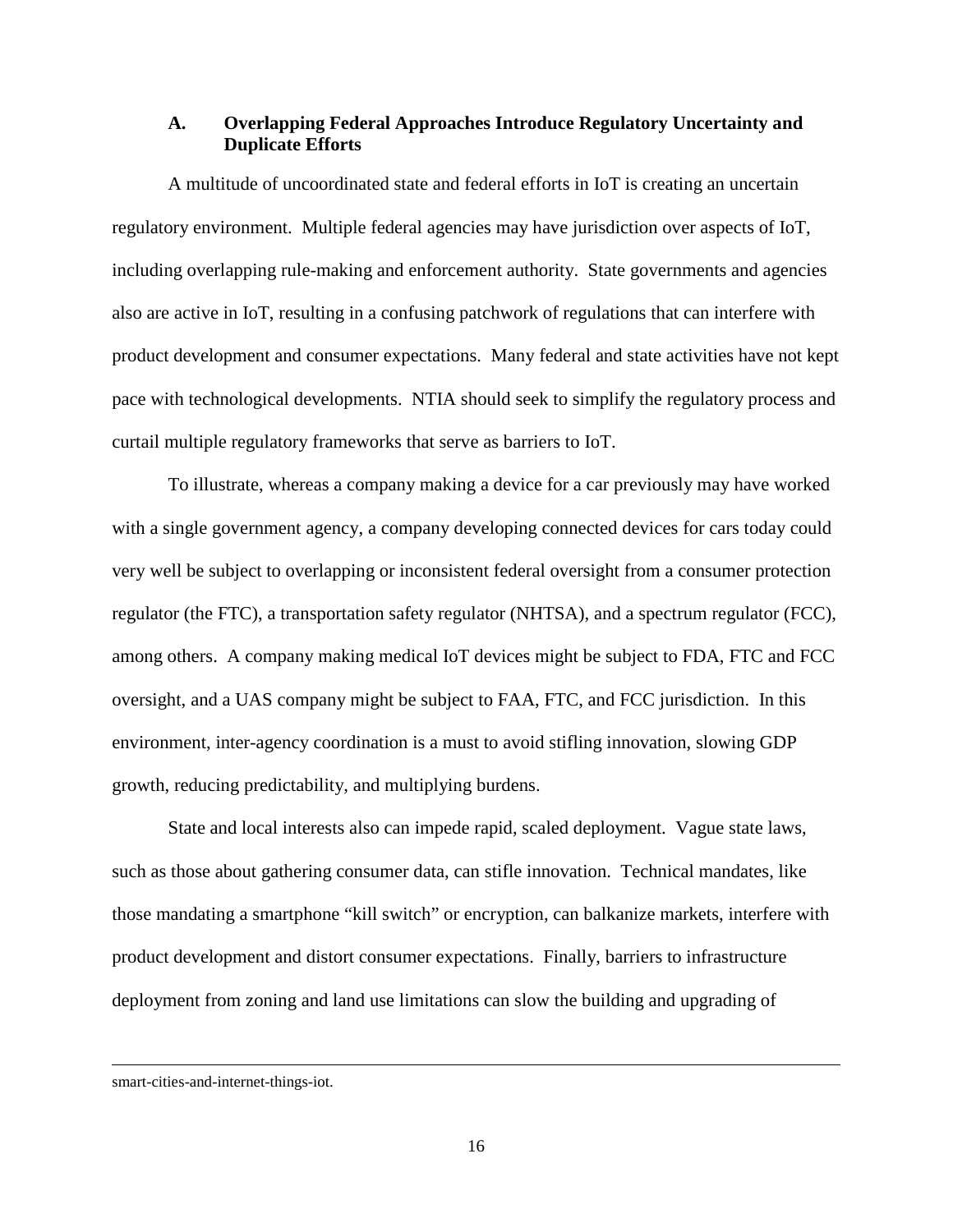### A. Overlapping Federal Approaches Introduce Regulatory Uncertainty and Duplicate Efforts

A multitude of uncoordinated state and federal efforts in IoT is creating an uncertain regulatory environment. Multiple federal agencies may have jurisdiction over aspects of IoT, including overlapping rule-making and enforcement authority. State governments and agencies also are active in IoT, resulting in a confusing patchwork of regulations that can interfere with product development and consumer expectations. Many federal and state activities have not kept pace with technological developments. NTIA should seek to simplify the regulatory process and curtail multiple regulatory frameworks that serve as barriers to IoT.

To illustrate, whereas a company making a device for a car previously may have worked with a single government agency, a company developing connected devices for cars today could very well be subject to overlapping or inconsistent federal oversight from a consumer protection regulator (the FTC), a transportation safety regulator (NHTSA), and a spectrum regulator (FCC), among others. A company making medical IoT devices might be subject to FDA, FTC and FCC oversight, and a UAS company might be subject to FAA, FTC, and FCC jurisdiction. In this environment, inter-agency coordination is a must to avoid stifling innovation, slowing GDP growth, reducing predictability, and multiplying burdens.

State and local interests also can impede rapid, scaled deployment. Vague state laws, such as those about gathering consumer data, can stifle innovation. Technical mandates, like those mandating a smartphone "kill switch" or encryption, can balkanize markets, interfere with product development and distort consumer expectations. Finally, barriers to infrastructure deployment from zoning and land use limitations can slow the building and upgrading of

---

smart-cities-and-internet-things-iot.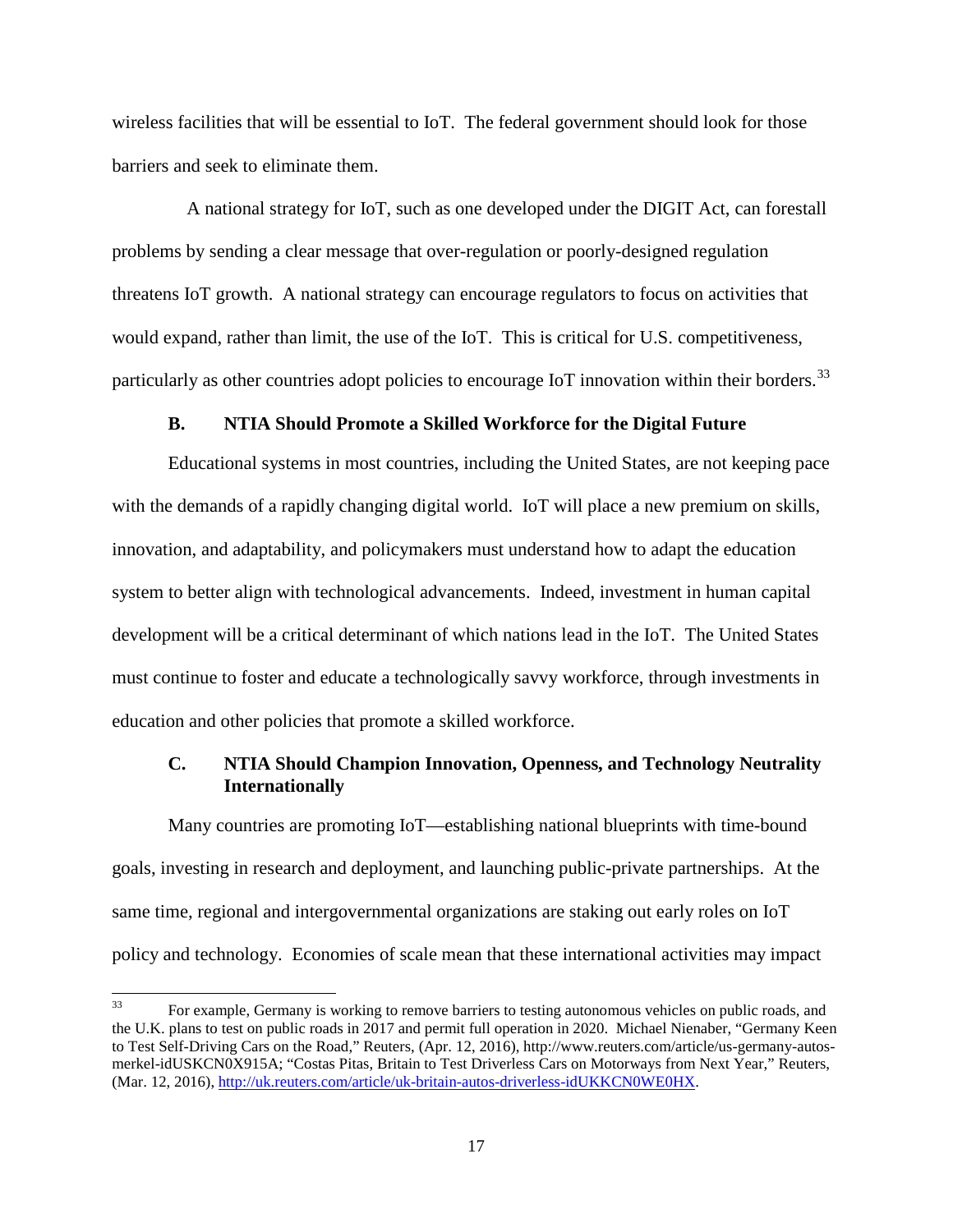wireless facilities that will be essential to IoT. The federal government should look for those barriers and seek to eliminate them.

A national strategy for IoT, such as one developed under the DIGIT Act, can forestall problems by sending a clear message that over-regulation or poorly-designed regulation threatens IoT growth. A national strategy can encourage regulators to focus on activities that would expand, rather than limit, the use of the IoT. This is critical for U.S. competitiveness, particularly as other countries adopt policies to encourage IoT innovation within their borders.[33]

### B. NTIA Should Promote a Skilled Workforce for the Digital Future

Educational systems in most countries, including the United States, are not keeping pace with the demands of a rapidly changing digital world. IoT will place a new premium on skills, innovation, and adaptability, and policymakers must understand how to adapt the education system to better align with technological advancements. Indeed, investment in human capital development will be a critical determinant of which nations lead in the IoT. The United States must continue to foster and educate a technologically savvy workforce, through investments in education and other policies that promote a skilled workforce.

### C. NTIA Should Champion Innovation, Openness, and Technology Neutrality Internationally

Many countries are promoting IoT—establishing national blueprints with time-bound goals, investing in research and deployment, and launching public-private partnerships. At the same time, regional and intergovernmental organizations are staking out early roles on IoT policy and technology. Economies of scale mean that these international activities may impact

---

[33] For example, Germany is working to remove barriers to testing autonomous vehicles on public roads, and the U.K. plans to test on public roads in 2017 and permit full operation in 2020. Michael Nienaber, "Germany Keen to Test Self-Driving Cars on the Road," Reuters, (Apr. 12, 2016), http://www.reuters.com/article/us-germany-autos-merkel-idUSKCN0X915A; "Costas Pitas, Britain to Test Driverless Cars on Motorways from Next Year," Reuters, (Mar. 12, 2016), http://uk.reuters.com/article/uk-britain-autos-driverless-idUKKCN0WE0HX.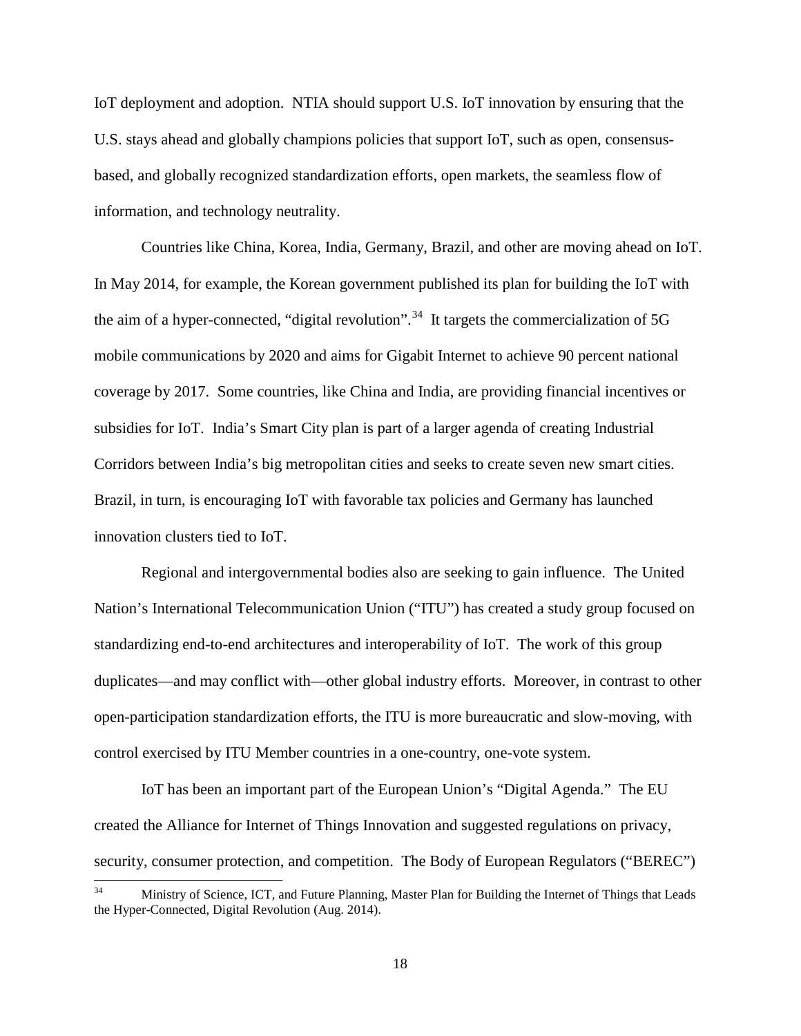IoT deployment and adoption. NTIA should support U.S. IoT innovation by ensuring that the U.S. stays ahead and globally champions policies that support IoT, such as open, consensus-based, and globally recognized standardization efforts, open markets, the seamless flow of information, and technology neutrality.

Countries like China, Korea, India, Germany, Brazil, and other are moving ahead on IoT. In May 2014, for example, the Korean government published its plan for building the IoT with the aim of a hyper-connected, "digital revolution".[34] It targets the commercialization of 5G mobile communications by 2020 and aims for Gigabit Internet to achieve 90 percent national coverage by 2017. Some countries, like China and India, are providing financial incentives or subsidies for IoT. India's Smart City plan is part of a larger agenda of creating Industrial Corridors between India's big metropolitan cities and seeks to create seven new smart cities. Brazil, in turn, is encouraging IoT with favorable tax policies and Germany has launched innovation clusters tied to IoT.

Regional and intergovernmental bodies also are seeking to gain influence. The United Nation's International Telecommunication Union ("ITU") has created a study group focused on standardizing end-to-end architectures and interoperability of IoT. The work of this group duplicates—and may conflict with—other global industry efforts. Moreover, in contrast to other open-participation standardization efforts, the ITU is more bureaucratic and slow-moving, with control exercised by ITU Member countries in a one-country, one-vote system.

IoT has been an important part of the European Union's "Digital Agenda." The EU created the Alliance for Internet of Things Innovation and suggested regulations on privacy, security, consumer protection, and competition. The Body of European Regulators ("BEREC")

---

[34] Ministry of Science, ICT, and Future Planning, Master Plan for Building the Internet of Things that Leads the Hyper-Connected, Digital Revolution (Aug. 2014).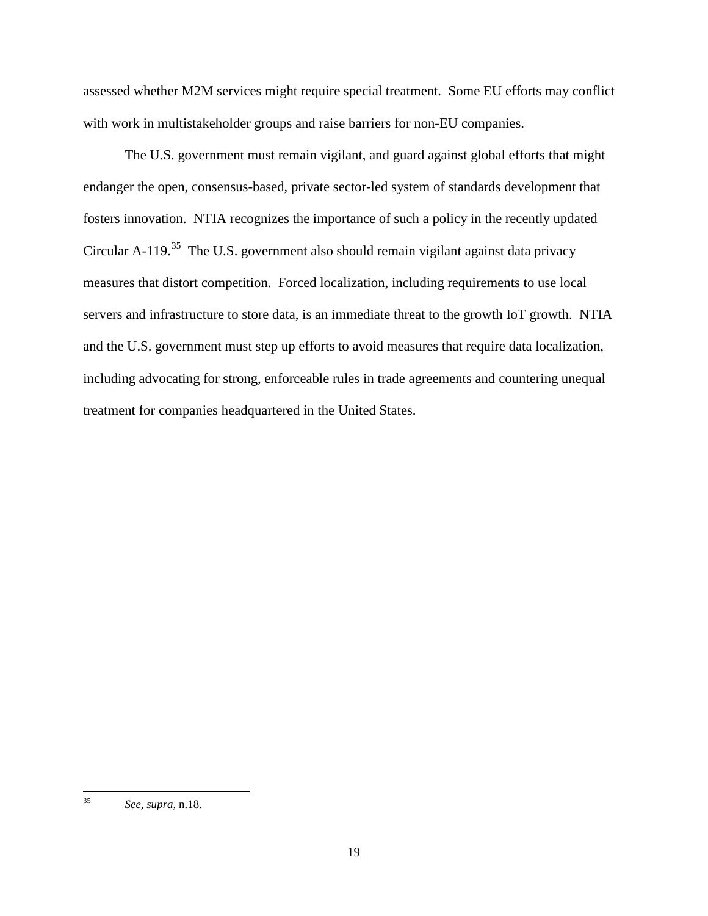assessed whether M2M services might require special treatment. Some EU efforts may conflict with work in multistakeholder groups and raise barriers for non-EU companies.

The U.S. government must remain vigilant, and guard against global efforts that might endanger the open, consensus-based, private sector-led system of standards development that fosters innovation. NTIA recognizes the importance of such a policy in the recently updated Circular A-119.[35] The U.S. government also should remain vigilant against data privacy measures that distort competition. Forced localization, including requirements to use local servers and infrastructure to store data, is an immediate threat to the growth IoT growth. NTIA and the U.S. government must step up efforts to avoid measures that require data localization, including advocating for strong, enforceable rules in trade agreements and countering unequal treatment for companies headquartered in the United States.

---

[35] *See, supra*, n.18.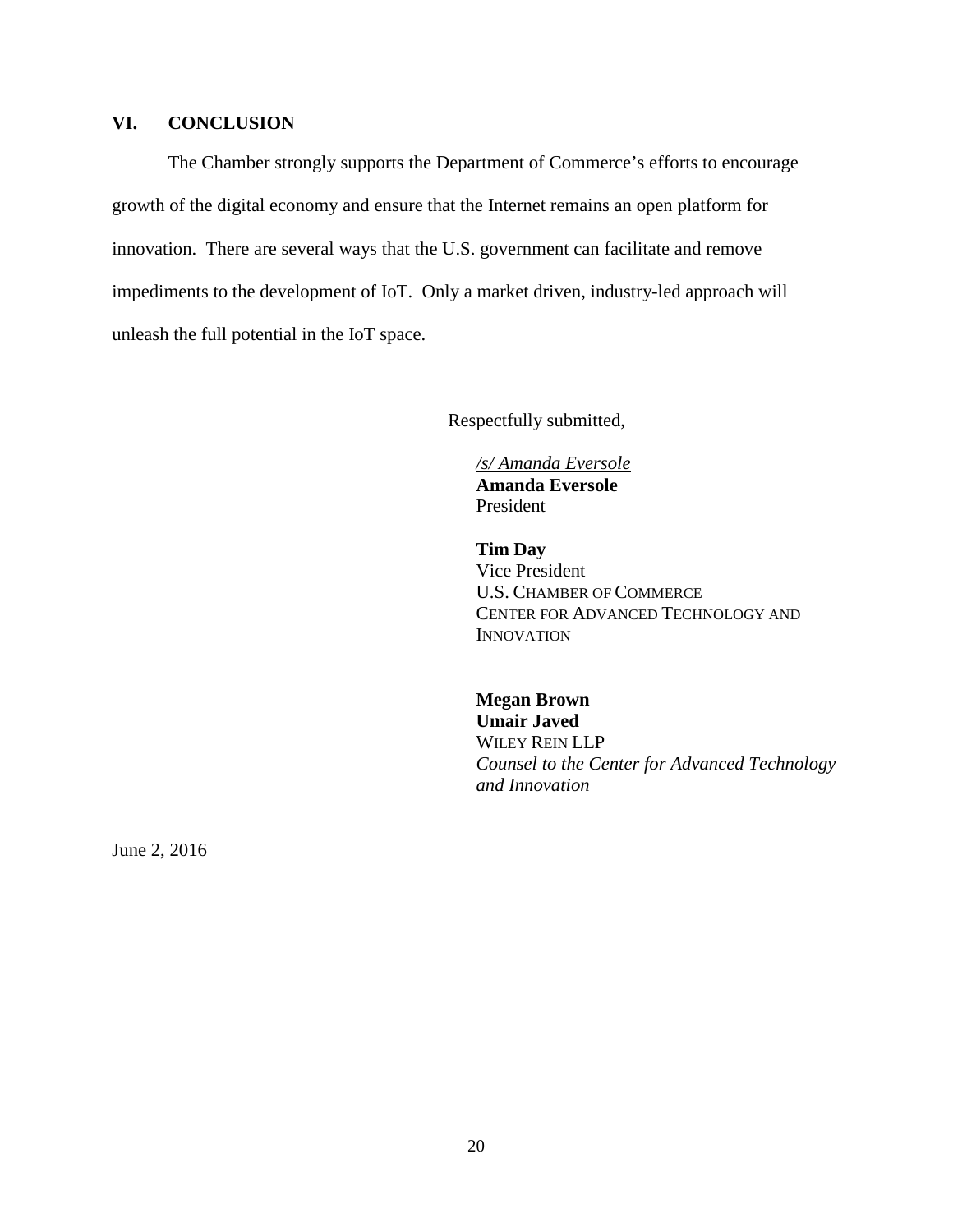## VI. CONCLUSION

The Chamber strongly supports the Department of Commerce's efforts to encourage growth of the digital economy and ensure that the Internet remains an open platform for innovation. There are several ways that the U.S. government can facilitate and remove impediments to the development of IoT. Only a market driven, industry-led approach will unleash the full potential in the IoT space.

Respectfully submitted,

*/s/ Amanda Eversole*
**Amanda Eversole**
President

**Tim Day**
Vice President
U.S. CHAMBER OF COMMERCE
CENTER FOR ADVANCED TECHNOLOGY AND INNOVATION

**Megan Brown**
**Umair Javed**
WILEY REIN LLP
*Counsel to the Center for Advanced Technology and Innovation*

June 2, 2016